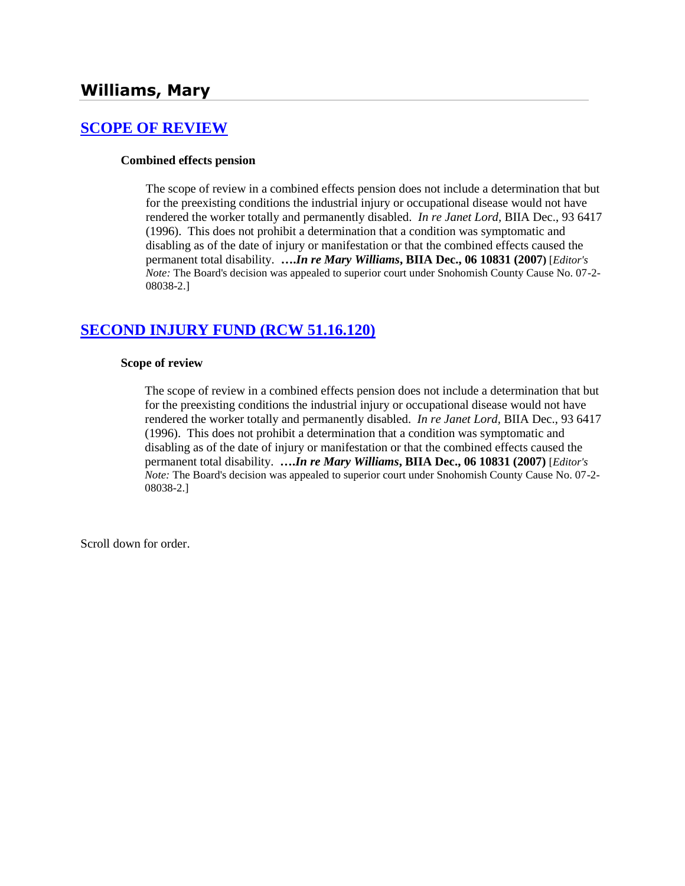# Williams, Mary

## [SCOPE OF REVIEW]

### Combined effects pension

The scope of review in a combined effects pension does not include a determination that but for the preexisting conditions the industrial injury or occupational disease would not have rendered the worker totally and permanently disabled. *In re Janet Lord*, BIIA Dec., 93 6417 (1996). This does not prohibit a determination that a condition was symptomatic and disabling as of the date of injury or manifestation or that the combined effects caused the permanent total disability. **….*In re Mary Williams*, BIIA Dec., 06 10831 (2007)** [*Editor's Note:* The Board's decision was appealed to superior court under Snohomish County Cause No. 07-2-08038-2.]

## [SECOND INJURY FUND (RCW 51.16.120)]

### Scope of review

The scope of review in a combined effects pension does not include a determination that but for the preexisting conditions the industrial injury or occupational disease would not have rendered the worker totally and permanently disabled. *In re Janet Lord*, BIIA Dec., 93 6417 (1996). This does not prohibit a determination that a condition was symptomatic and disabling as of the date of injury or manifestation or that the combined effects caused the permanent total disability. **….*In re Mary Williams*, BIIA Dec., 06 10831 (2007)** [*Editor's Note:* The Board's decision was appealed to superior court under Snohomish County Cause No. 07-2-08038-2.]

Scroll down for order.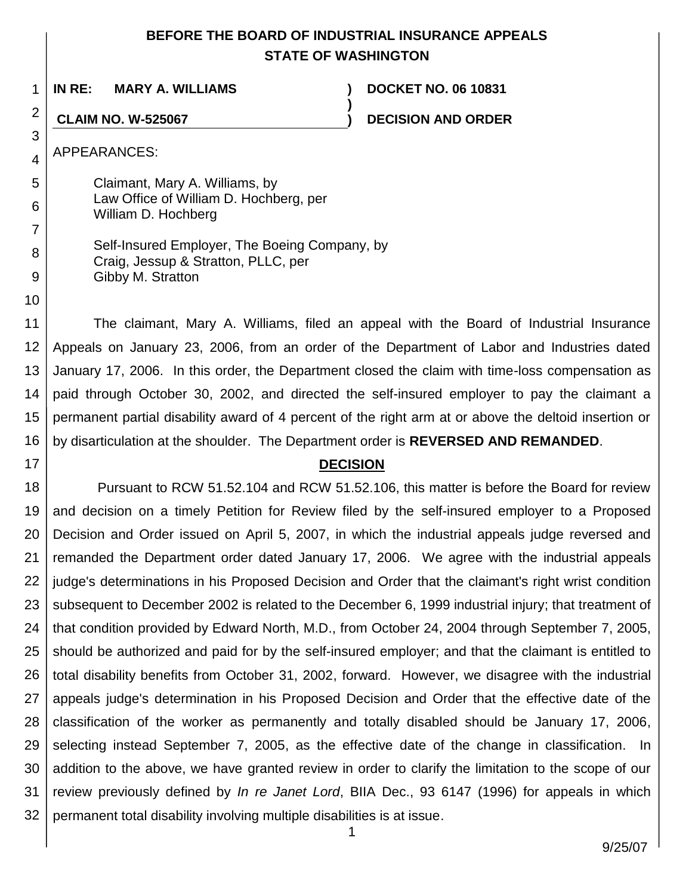**BEFORE THE BOARD OF INDUSTRIAL INSURANCE APPEALS**
**STATE OF WASHINGTON**

| | | |
|---|---|---|
| **IN RE: MARY A. WILLIAMS** | **)** | **DOCKET NO. 06 10831** |
| | **)** | |
| **CLAIM NO. W-525067** | **)** | **DECISION AND ORDER** |

APPEARANCES:

Claimant, Mary A. Williams, by
Law Office of William D. Hochberg, per
William D. Hochberg

Self-Insured Employer, The Boeing Company, by
Craig, Jessup & Stratton, PLLC, per
Gibby M. Stratton

The claimant, Mary A. Williams, filed an appeal with the Board of Industrial Insurance Appeals on January 23, 2006, from an order of the Department of Labor and Industries dated January 17, 2006. In this order, the Department closed the claim with time-loss compensation as paid through October 30, 2002, and directed the self-insured employer to pay the claimant a permanent partial disability award of 4 percent of the right arm at or above the deltoid insertion or by disarticulation at the shoulder. The Department order is **REVERSED AND REMANDED**.

## DECISION

Pursuant to RCW 51.52.104 and RCW 51.52.106, this matter is before the Board for review and decision on a timely Petition for Review filed by the self-insured employer to a Proposed Decision and Order issued on April 5, 2007, in which the industrial appeals judge reversed and remanded the Department order dated January 17, 2006. We agree with the industrial appeals judge's determinations in his Proposed Decision and Order that the claimant's right wrist condition subsequent to December 2002 is related to the December 6, 1999 industrial injury; that treatment of that condition provided by Edward North, M.D., from October 24, 2004 through September 7, 2005, should be authorized and paid for by the self-insured employer; and that the claimant is entitled to total disability benefits from October 31, 2002, forward. However, we disagree with the industrial appeals judge's determination in his Proposed Decision and Order that the effective date of the classification of the worker as permanently and totally disabled should be January 17, 2006, selecting instead September 7, 2005, as the effective date of the change in classification. In addition to the above, we have granted review in order to clarify the limitation to the scope of our review previously defined by *In re Janet Lord*, BIIA Dec., 93 6147 (1996) for appeals in which permanent total disability involving multiple disabilities is at issue.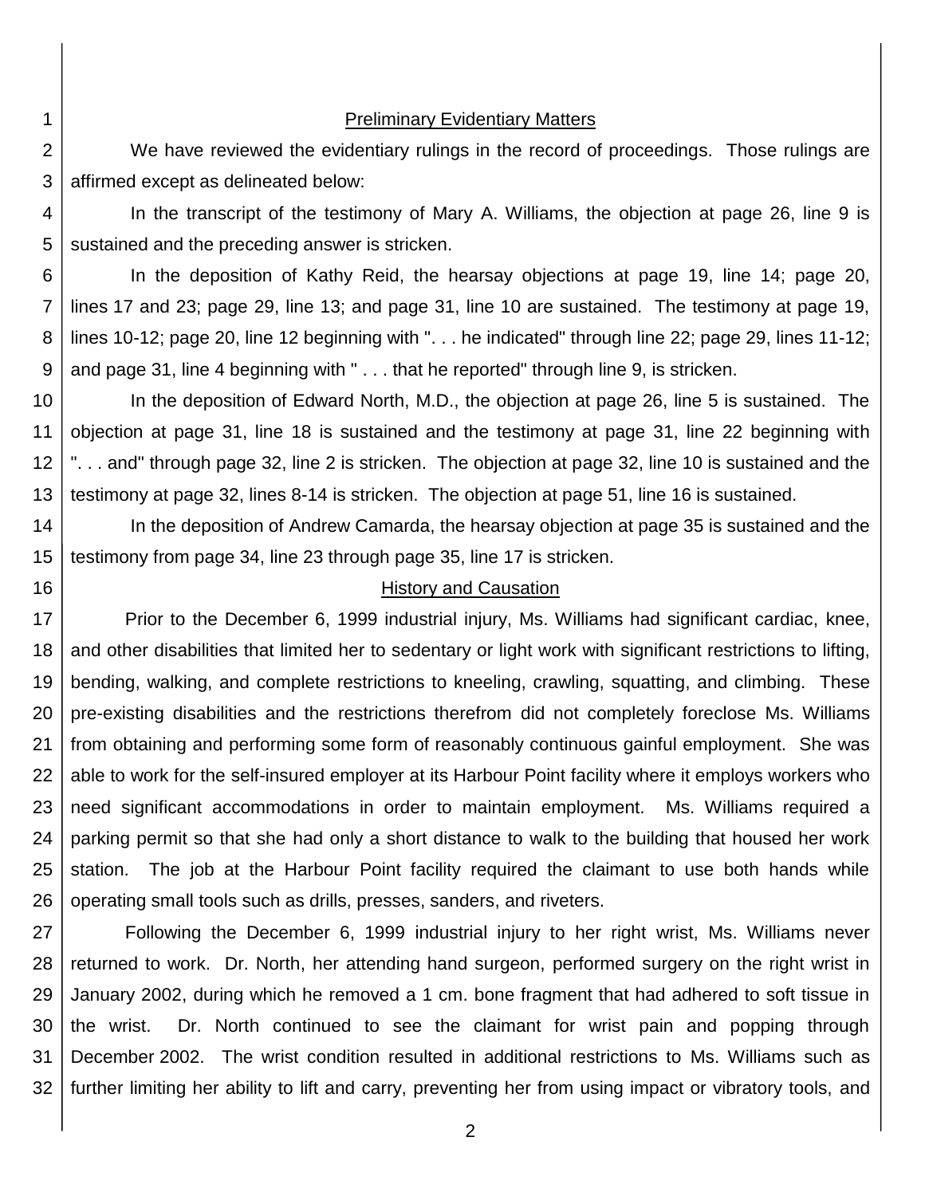## Preliminary Evidentiary Matters

We have reviewed the evidentiary rulings in the record of proceedings. Those rulings are affirmed except as delineated below:

In the transcript of the testimony of Mary A. Williams, the objection at page 26, line 9 is sustained and the preceding answer is stricken.

In the deposition of Kathy Reid, the hearsay objections at page 19, line 14; page 20, lines 17 and 23; page 29, line 13; and page 31, line 10 are sustained. The testimony at page 19, lines 10-12; page 20, line 12 beginning with ". . . he indicated" through line 22; page 29, lines 11-12; and page 31, line 4 beginning with " . . . that he reported" through line 9, is stricken.

In the deposition of Edward North, M.D., the objection at page 26, line 5 is sustained. The objection at page 31, line 18 is sustained and the testimony at page 31, line 22 beginning with ". . . and" through page 32, line 2 is stricken. The objection at page 32, line 10 is sustained and the testimony at page 32, lines 8-14 is stricken. The objection at page 51, line 16 is sustained.

In the deposition of Andrew Camarda, the hearsay objection at page 35 is sustained and the testimony from page 34, line 23 through page 35, line 17 is stricken.

## History and Causation

Prior to the December 6, 1999 industrial injury, Ms. Williams had significant cardiac, knee, and other disabilities that limited her to sedentary or light work with significant restrictions to lifting, bending, walking, and complete restrictions to kneeling, crawling, squatting, and climbing. These pre-existing disabilities and the restrictions therefrom did not completely foreclose Ms. Williams from obtaining and performing some form of reasonably continuous gainful employment. She was able to work for the self-insured employer at its Harbour Point facility where it employs workers who need significant accommodations in order to maintain employment. Ms. Williams required a parking permit so that she had only a short distance to walk to the building that housed her work station. The job at the Harbour Point facility required the claimant to use both hands while operating small tools such as drills, presses, sanders, and riveters.

Following the December 6, 1999 industrial injury to her right wrist, Ms. Williams never returned to work. Dr. North, her attending hand surgeon, performed surgery on the right wrist in January 2002, during which he removed a 1 cm. bone fragment that had adhered to soft tissue in the wrist. Dr. North continued to see the claimant for wrist pain and popping through December 2002. The wrist condition resulted in additional restrictions to Ms. Williams such as further limiting her ability to lift and carry, preventing her from using impact or vibratory tools, and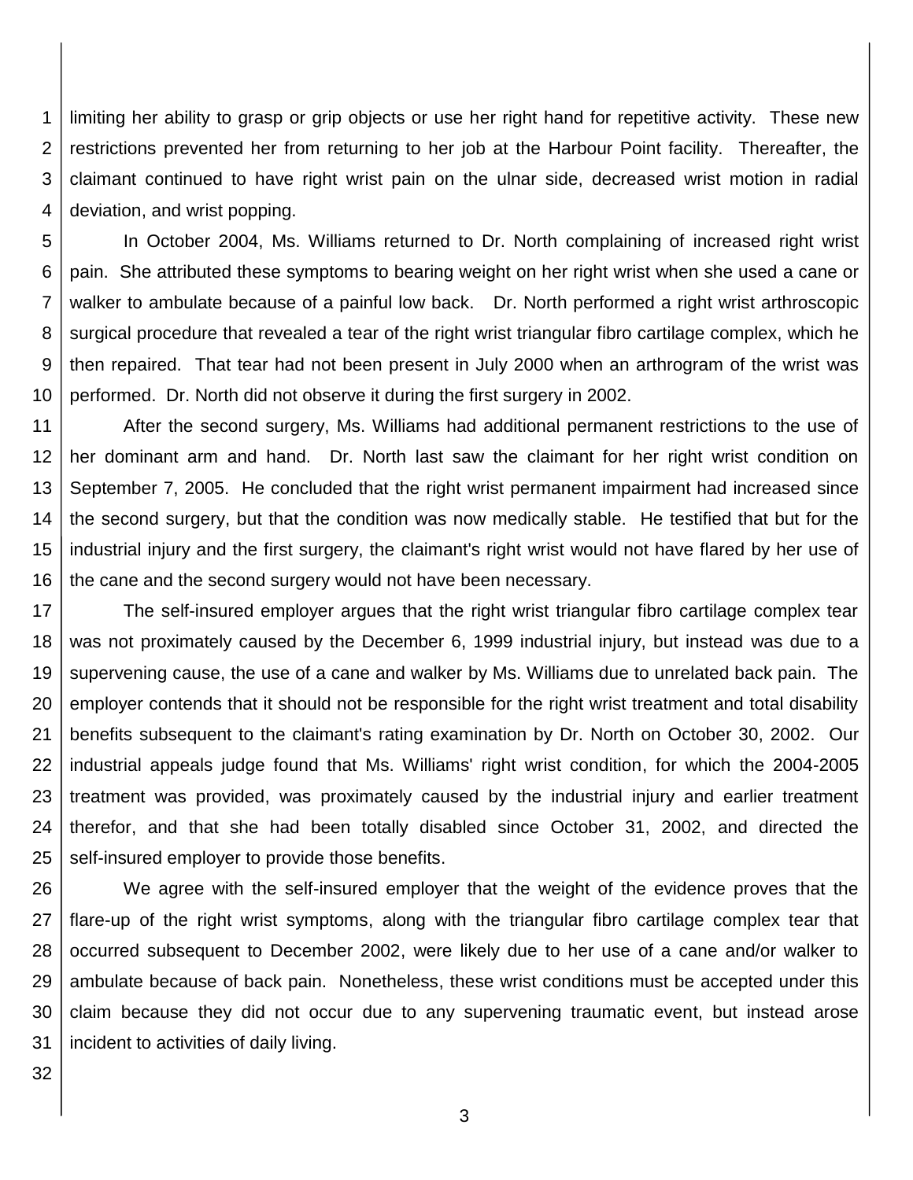limiting her ability to grasp or grip objects or use her right hand for repetitive activity. These new restrictions prevented her from returning to her job at the Harbour Point facility. Thereafter, the claimant continued to have right wrist pain on the ulnar side, decreased wrist motion in radial deviation, and wrist popping.

In October 2004, Ms. Williams returned to Dr. North complaining of increased right wrist pain. She attributed these symptoms to bearing weight on her right wrist when she used a cane or walker to ambulate because of a painful low back. Dr. North performed a right wrist arthroscopic surgical procedure that revealed a tear of the right wrist triangular fibro cartilage complex, which he then repaired. That tear had not been present in July 2000 when an arthrogram of the wrist was performed. Dr. North did not observe it during the first surgery in 2002.

After the second surgery, Ms. Williams had additional permanent restrictions to the use of her dominant arm and hand. Dr. North last saw the claimant for her right wrist condition on September 7, 2005. He concluded that the right wrist permanent impairment had increased since the second surgery, but that the condition was now medically stable. He testified that but for the industrial injury and the first surgery, the claimant's right wrist would not have flared by her use of the cane and the second surgery would not have been necessary.

The self-insured employer argues that the right wrist triangular fibro cartilage complex tear was not proximately caused by the December 6, 1999 industrial injury, but instead was due to a supervening cause, the use of a cane and walker by Ms. Williams due to unrelated back pain. The employer contends that it should not be responsible for the right wrist treatment and total disability benefits subsequent to the claimant's rating examination by Dr. North on October 30, 2002. Our industrial appeals judge found that Ms. Williams' right wrist condition, for which the 2004-2005 treatment was provided, was proximately caused by the industrial injury and earlier treatment therefor, and that she had been totally disabled since October 31, 2002, and directed the self-insured employer to provide those benefits.

We agree with the self-insured employer that the weight of the evidence proves that the flare-up of the right wrist symptoms, along with the triangular fibro cartilage complex tear that occurred subsequent to December 2002, were likely due to her use of a cane and/or walker to ambulate because of back pain. Nonetheless, these wrist conditions must be accepted under this claim because they did not occur due to any supervening traumatic event, but instead arose incident to activities of daily living.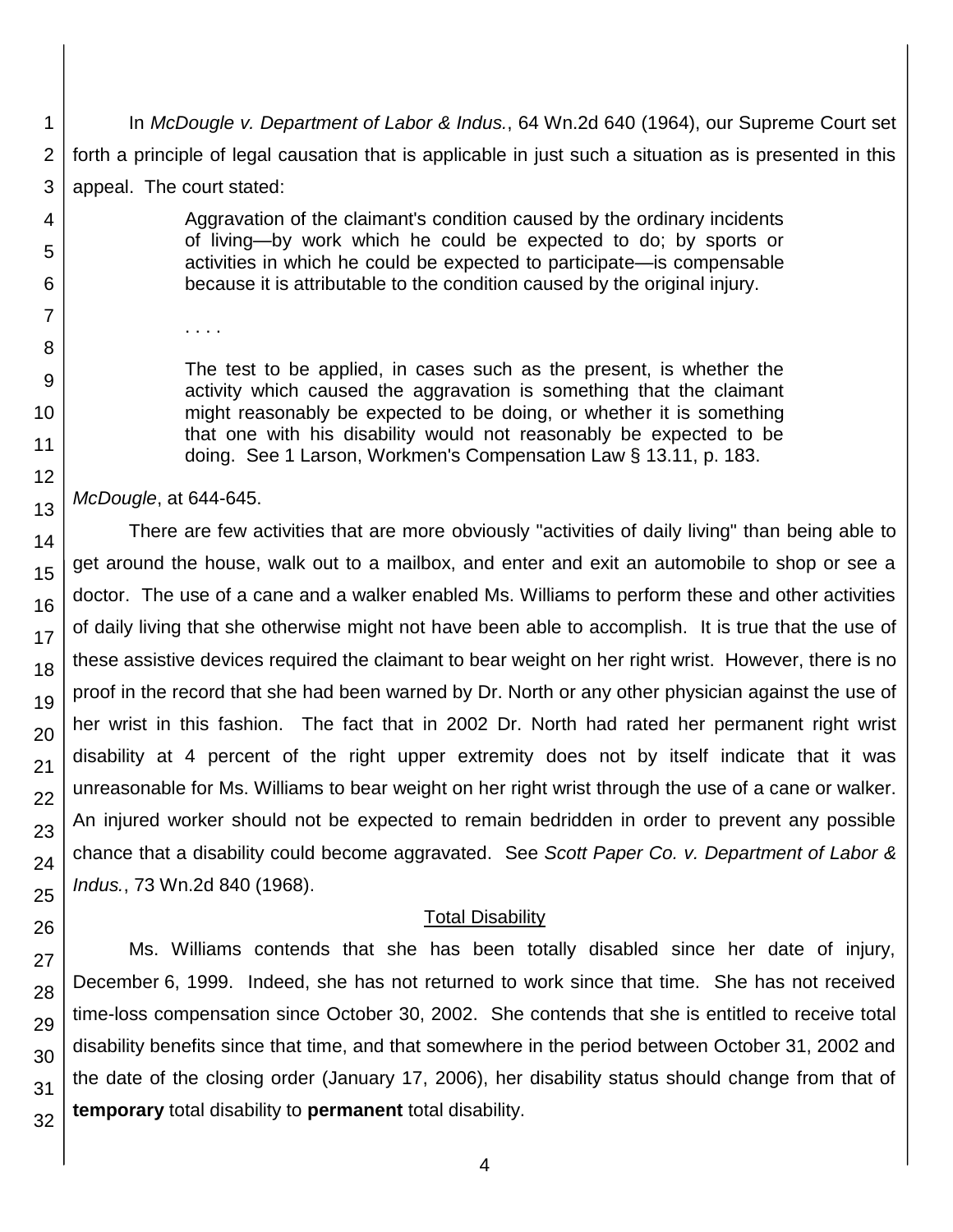In *McDougle v. Department of Labor & Indus.*, 64 Wn.2d 640 (1964), our Supreme Court set forth a principle of legal causation that is applicable in just such a situation as is presented in this appeal. The court stated:

> Aggravation of the claimant's condition caused by the ordinary incidents of living—by work which he could be expected to do; by sports or activities in which he could be expected to participate—is compensable because it is attributable to the condition caused by the original injury.
>
> . . . .
>
> The test to be applied, in cases such as the present, is whether the activity which caused the aggravation is something that the claimant might reasonably be expected to be doing, or whether it is something that one with his disability would not reasonably be expected to be doing. See 1 Larson, Workmen's Compensation Law § 13.11, p. 183.

*McDougle*, at 644-645.

There are few activities that are more obviously "activities of daily living" than being able to get around the house, walk out to a mailbox, and enter and exit an automobile to shop or see a doctor. The use of a cane and a walker enabled Ms. Williams to perform these and other activities of daily living that she otherwise might not have been able to accomplish. It is true that the use of these assistive devices required the claimant to bear weight on her right wrist. However, there is no proof in the record that she had been warned by Dr. North or any other physician against the use of her wrist in this fashion. The fact that in 2002 Dr. North had rated her permanent right wrist disability at 4 percent of the right upper extremity does not by itself indicate that it was unreasonable for Ms. Williams to bear weight on her right wrist through the use of a cane or walker. An injured worker should not be expected to remain bedridden in order to prevent any possible chance that a disability could become aggravated. See *Scott Paper Co. v. Department of Labor & Indus.*, 73 Wn.2d 840 (1968).

## Total Disability

Ms. Williams contends that she has been totally disabled since her date of injury, December 6, 1999. Indeed, she has not returned to work since that time. She has not received time-loss compensation since October 30, 2002. She contends that she is entitled to receive total disability benefits since that time, and that somewhere in the period between October 31, 2002 and the date of the closing order (January 17, 2006), her disability status should change from that of **temporary** total disability to **permanent** total disability.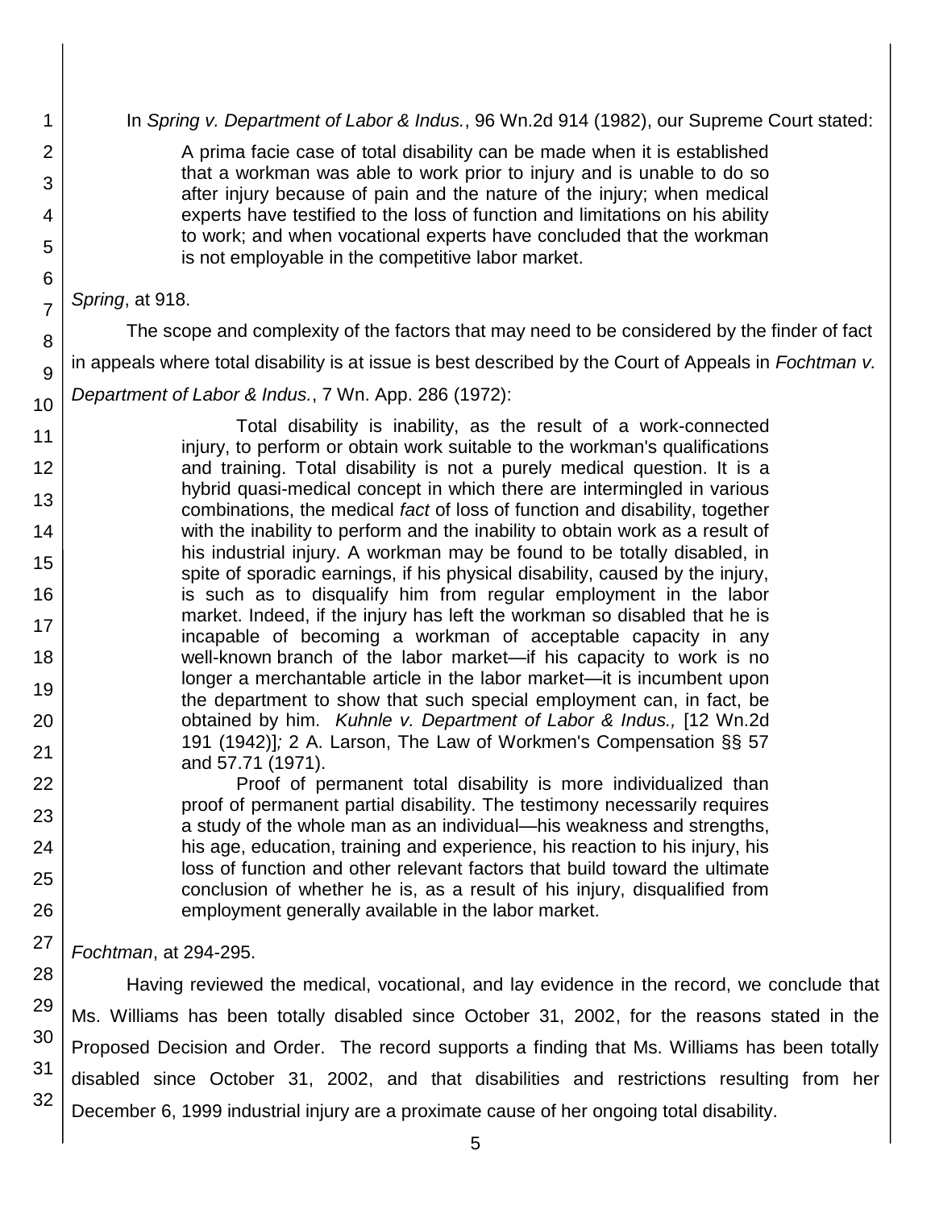In *Spring v. Department of Labor & Indus.*, 96 Wn.2d 914 (1982), our Supreme Court stated:

> A prima facie case of total disability can be made when it is established that a workman was able to work prior to injury and is unable to do so after injury because of pain and the nature of the injury; when medical experts have testified to the loss of function and limitations on his ability to work; and when vocational experts have concluded that the workman is not employable in the competitive labor market.

*Spring*, at 918.

The scope and complexity of the factors that may need to be considered by the finder of fact in appeals where total disability is at issue is best described by the Court of Appeals in *Fochtman v. Department of Labor & Indus.*, 7 Wn. App. 286 (1972):

> Total disability is inability, as the result of a work-connected injury, to perform or obtain work suitable to the workman's qualifications and training. Total disability is not a purely medical question. It is a hybrid quasi-medical concept in which there are intermingled in various combinations, the medical *fact* of loss of function and disability, together with the inability to perform and the inability to obtain work as a result of his industrial injury. A workman may be found to be totally disabled, in spite of sporadic earnings, if his physical disability, caused by the injury, is such as to disqualify him from regular employment in the labor market. Indeed, if the injury has left the workman so disabled that he is incapable of becoming a workman of acceptable capacity in any well-known branch of the labor market—if his capacity to work is no longer a merchantable article in the labor market—it is incumbent upon the department to show that such special employment can, in fact, be obtained by him. *Kuhnle v. Department of Labor & Indus.,* [12 Wn.2d 191 (1942)]; 2 A. Larson, The Law of Workmen's Compensation §§ 57 and 57.71 (1971).
>
> Proof of permanent total disability is more individualized than proof of permanent partial disability. The testimony necessarily requires a study of the whole man as an individual—his weakness and strengths, his age, education, training and experience, his reaction to his injury, his loss of function and other relevant factors that build toward the ultimate conclusion of whether he is, as a result of his injury, disqualified from employment generally available in the labor market.

*Fochtman*, at 294-295.

Having reviewed the medical, vocational, and lay evidence in the record, we conclude that Ms. Williams has been totally disabled since October 31, 2002, for the reasons stated in the Proposed Decision and Order. The record supports a finding that Ms. Williams has been totally disabled since October 31, 2002, and that disabilities and restrictions resulting from her December 6, 1999 industrial injury are a proximate cause of her ongoing total disability.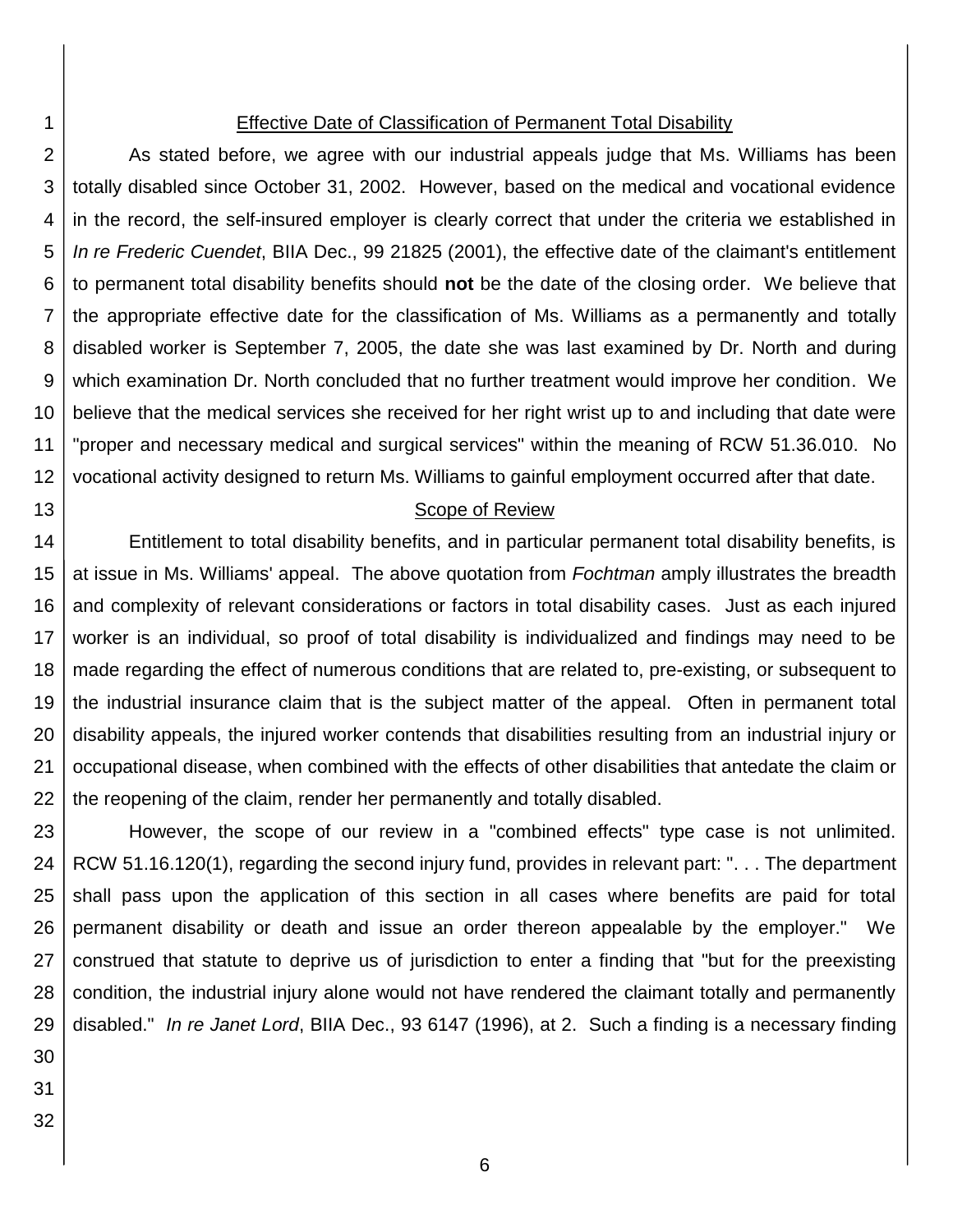## Effective Date of Classification of Permanent Total Disability

As stated before, we agree with our industrial appeals judge that Ms. Williams has been totally disabled since October 31, 2002. However, based on the medical and vocational evidence in the record, the self-insured employer is clearly correct that under the criteria we established in *In re Frederic Cuendet*, BIIA Dec., 99 21825 (2001), the effective date of the claimant's entitlement to permanent total disability benefits should **not** be the date of the closing order. We believe that the appropriate effective date for the classification of Ms. Williams as a permanently and totally disabled worker is September 7, 2005, the date she was last examined by Dr. North and during which examination Dr. North concluded that no further treatment would improve her condition. We believe that the medical services she received for her right wrist up to and including that date were "proper and necessary medical and surgical services" within the meaning of RCW 51.36.010. No vocational activity designed to return Ms. Williams to gainful employment occurred after that date.

## Scope of Review

Entitlement to total disability benefits, and in particular permanent total disability benefits, is at issue in Ms. Williams' appeal. The above quotation from *Fochtman* amply illustrates the breadth and complexity of relevant considerations or factors in total disability cases. Just as each injured worker is an individual, so proof of total disability is individualized and findings may need to be made regarding the effect of numerous conditions that are related to, pre-existing, or subsequent to the industrial insurance claim that is the subject matter of the appeal. Often in permanent total disability appeals, the injured worker contends that disabilities resulting from an industrial injury or occupational disease, when combined with the effects of other disabilities that antedate the claim or the reopening of the claim, render her permanently and totally disabled.

However, the scope of our review in a "combined effects" type case is not unlimited. RCW 51.16.120(1), regarding the second injury fund, provides in relevant part: ". . . The department shall pass upon the application of this section in all cases where benefits are paid for total permanent disability or death and issue an order thereon appealable by the employer." We construed that statute to deprive us of jurisdiction to enter a finding that "but for the preexisting condition, the industrial injury alone would not have rendered the claimant totally and permanently disabled." *In re Janet Lord*, BIIA Dec., 93 6147 (1996), at 2. Such a finding is a necessary finding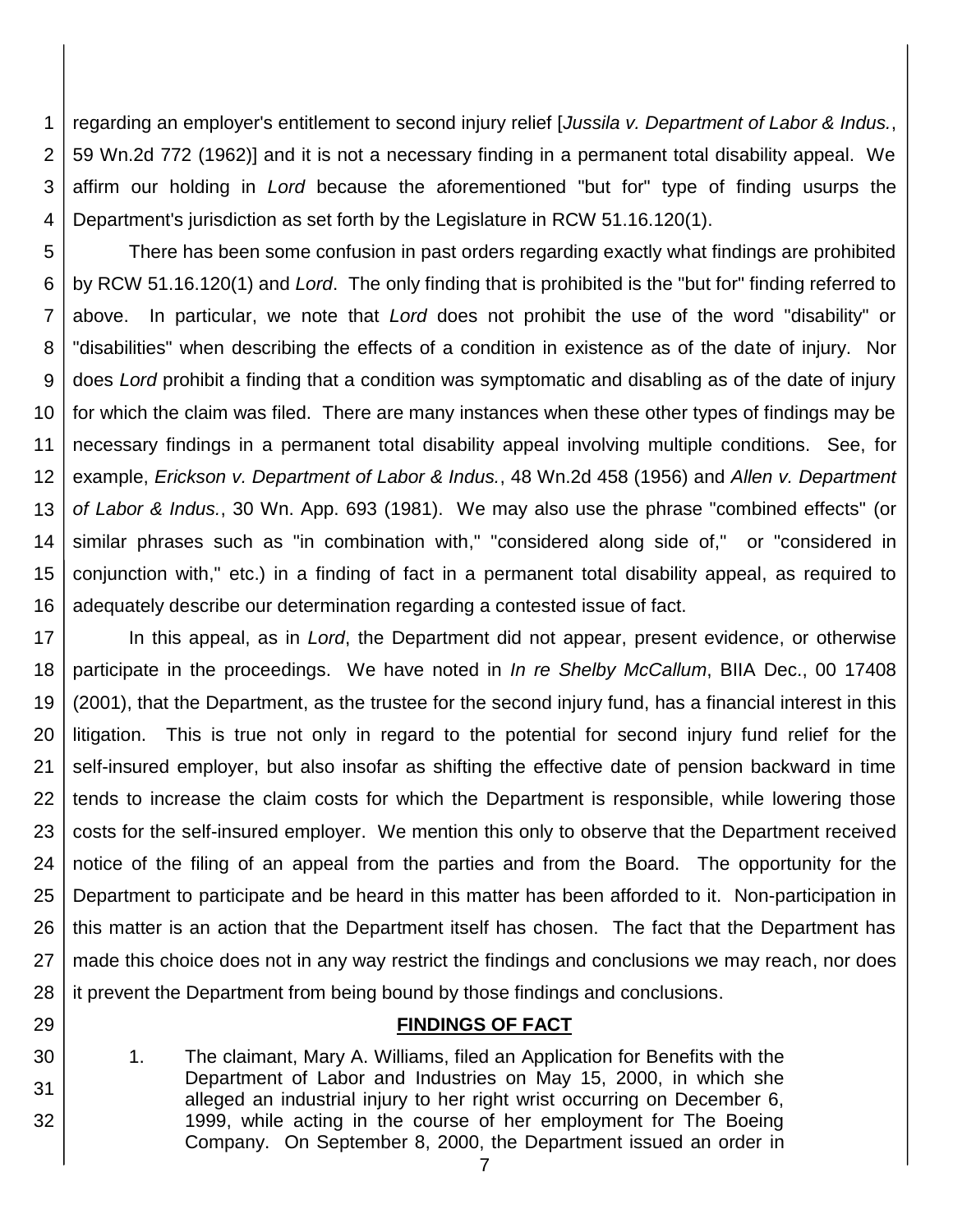regarding an employer's entitlement to second injury relief [*Jussila v. Department of Labor & Indus.*, 59 Wn.2d 772 (1962)] and it is not a necessary finding in a permanent total disability appeal. We affirm our holding in *Lord* because the aforementioned "but for" type of finding usurps the Department's jurisdiction as set forth by the Legislature in RCW 51.16.120(1).

There has been some confusion in past orders regarding exactly what findings are prohibited by RCW 51.16.120(1) and *Lord*. The only finding that is prohibited is the "but for" finding referred to above. In particular, we note that *Lord* does not prohibit the use of the word "disability" or "disabilities" when describing the effects of a condition in existence as of the date of injury. Nor does *Lord* prohibit a finding that a condition was symptomatic and disabling as of the date of injury for which the claim was filed. There are many instances when these other types of findings may be necessary findings in a permanent total disability appeal involving multiple conditions. See, for example, *Erickson v. Department of Labor & Indus.*, 48 Wn.2d 458 (1956) and *Allen v. Department of Labor & Indus.*, 30 Wn. App. 693 (1981). We may also use the phrase "combined effects" (or similar phrases such as "in combination with," "considered along side of," or "considered in conjunction with," etc.) in a finding of fact in a permanent total disability appeal, as required to adequately describe our determination regarding a contested issue of fact.

In this appeal, as in *Lord*, the Department did not appear, present evidence, or otherwise participate in the proceedings. We have noted in *In re Shelby McCallum*, BIIA Dec., 00 17408 (2001), that the Department, as the trustee for the second injury fund, has a financial interest in this litigation. This is true not only in regard to the potential for second injury fund relief for the self-insured employer, but also insofar as shifting the effective date of pension backward in time tends to increase the claim costs for which the Department is responsible, while lowering those costs for the self-insured employer. We mention this only to observe that the Department received notice of the filing of an appeal from the parties and from the Board. The opportunity for the Department to participate and be heard in this matter has been afforded to it. Non-participation in this matter is an action that the Department itself has chosen. The fact that the Department has made this choice does not in any way restrict the findings and conclusions we may reach, nor does it prevent the Department from being bound by those findings and conclusions.

## FINDINGS OF FACT

1. The claimant, Mary A. Williams, filed an Application for Benefits with the Department of Labor and Industries on May 15, 2000, in which she alleged an industrial injury to her right wrist occurring on December 6, 1999, while acting in the course of her employment for The Boeing Company. On September 8, 2000, the Department issued an order in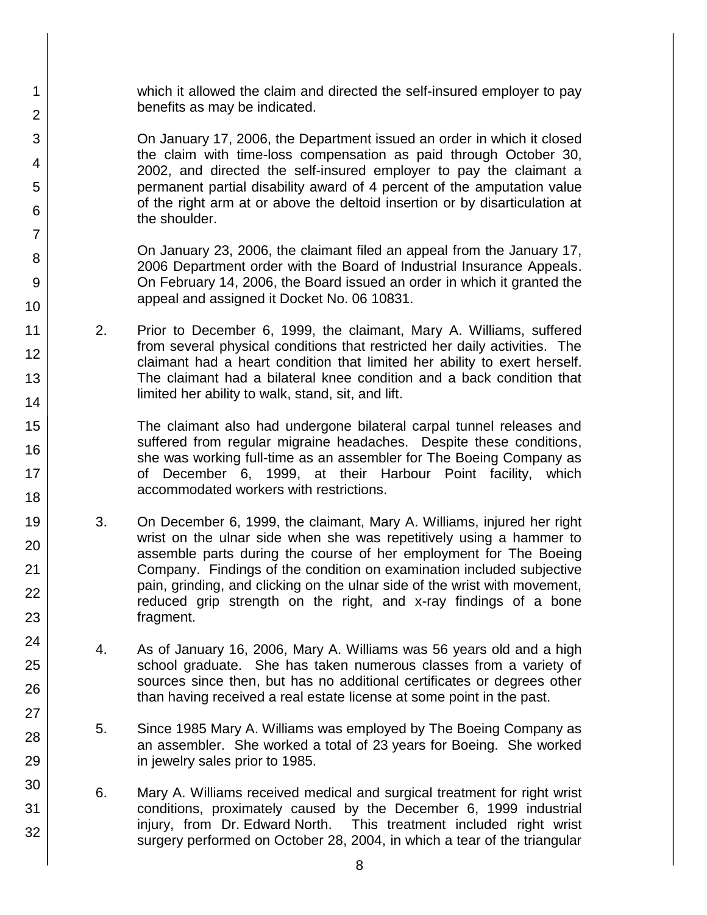which it allowed the claim and directed the self-insured employer to pay benefits as may be indicated.

On January 17, 2006, the Department issued an order in which it closed the claim with time-loss compensation as paid through October 30, 2002, and directed the self-insured employer to pay the claimant a permanent partial disability award of 4 percent of the amputation value of the right arm at or above the deltoid insertion or by disarticulation at the shoulder.

On January 23, 2006, the claimant filed an appeal from the January 17, 2006 Department order with the Board of Industrial Insurance Appeals. On February 14, 2006, the Board issued an order in which it granted the appeal and assigned it Docket No. 06 10831.

2. Prior to December 6, 1999, the claimant, Mary A. Williams, suffered from several physical conditions that restricted her daily activities. The claimant had a heart condition that limited her ability to exert herself. The claimant had a bilateral knee condition and a back condition that limited her ability to walk, stand, sit, and lift.

   The claimant also had undergone bilateral carpal tunnel releases and suffered from regular migraine headaches. Despite these conditions, she was working full-time as an assembler for The Boeing Company as of December 6, 1999, at their Harbour Point facility, which accommodated workers with restrictions.

3. On December 6, 1999, the claimant, Mary A. Williams, injured her right wrist on the ulnar side when she was repetitively using a hammer to assemble parts during the course of her employment for The Boeing Company. Findings of the condition on examination included subjective pain, grinding, and clicking on the ulnar side of the wrist with movement, reduced grip strength on the right, and x-ray findings of a bone fragment.

4. As of January 16, 2006, Mary A. Williams was 56 years old and a high school graduate. She has taken numerous classes from a variety of sources since then, but has no additional certificates or degrees other than having received a real estate license at some point in the past.

5. Since 1985 Mary A. Williams was employed by The Boeing Company as an assembler. She worked a total of 23 years for Boeing. She worked in jewelry sales prior to 1985.

6. Mary A. Williams received medical and surgical treatment for right wrist conditions, proximately caused by the December 6, 1999 industrial injury, from Dr. Edward North. This treatment included right wrist surgery performed on October 28, 2004, in which a tear of the triangular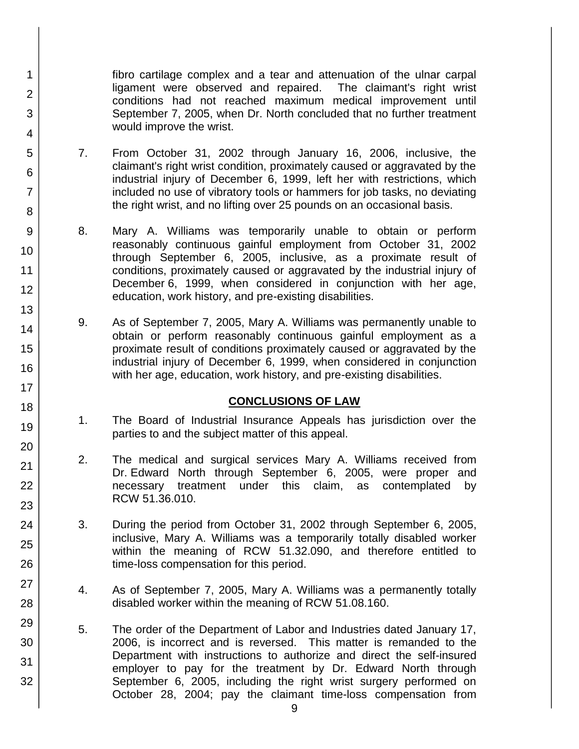fibro cartilage complex and a tear and attenuation of the ulnar carpal ligament were observed and repaired. The claimant's right wrist conditions had not reached maximum medical improvement until September 7, 2005, when Dr. North concluded that no further treatment would improve the wrist.

7. From October 31, 2002 through January 16, 2006, inclusive, the claimant's right wrist condition, proximately caused or aggravated by the industrial injury of December 6, 1999, left her with restrictions, which included no use of vibratory tools or hammers for job tasks, no deviating the right wrist, and no lifting over 25 pounds on an occasional basis.

8. Mary A. Williams was temporarily unable to obtain or perform reasonably continuous gainful employment from October 31, 2002 through September 6, 2005, inclusive, as a proximate result of conditions, proximately caused or aggravated by the industrial injury of December 6, 1999, when considered in conjunction with her age, education, work history, and pre-existing disabilities.

9. As of September 7, 2005, Mary A. Williams was permanently unable to obtain or perform reasonably continuous gainful employment as a proximate result of conditions proximately caused or aggravated by the industrial injury of December 6, 1999, when considered in conjunction with her age, education, work history, and pre-existing disabilities.

## CONCLUSIONS OF LAW

1. The Board of Industrial Insurance Appeals has jurisdiction over the parties to and the subject matter of this appeal.

2. The medical and surgical services Mary A. Williams received from Dr. Edward North through September 6, 2005, were proper and necessary treatment under this claim, as contemplated by RCW 51.36.010.

3. During the period from October 31, 2002 through September 6, 2005, inclusive, Mary A. Williams was a temporarily totally disabled worker within the meaning of RCW 51.32.090, and therefore entitled to time-loss compensation for this period.

4. As of September 7, 2005, Mary A. Williams was a permanently totally disabled worker within the meaning of RCW 51.08.160.

5. The order of the Department of Labor and Industries dated January 17, 2006, is incorrect and is reversed. This matter is remanded to the Department with instructions to authorize and direct the self-insured employer to pay for the treatment by Dr. Edward North through September 6, 2005, including the right wrist surgery performed on October 28, 2004; pay the claimant time-loss compensation from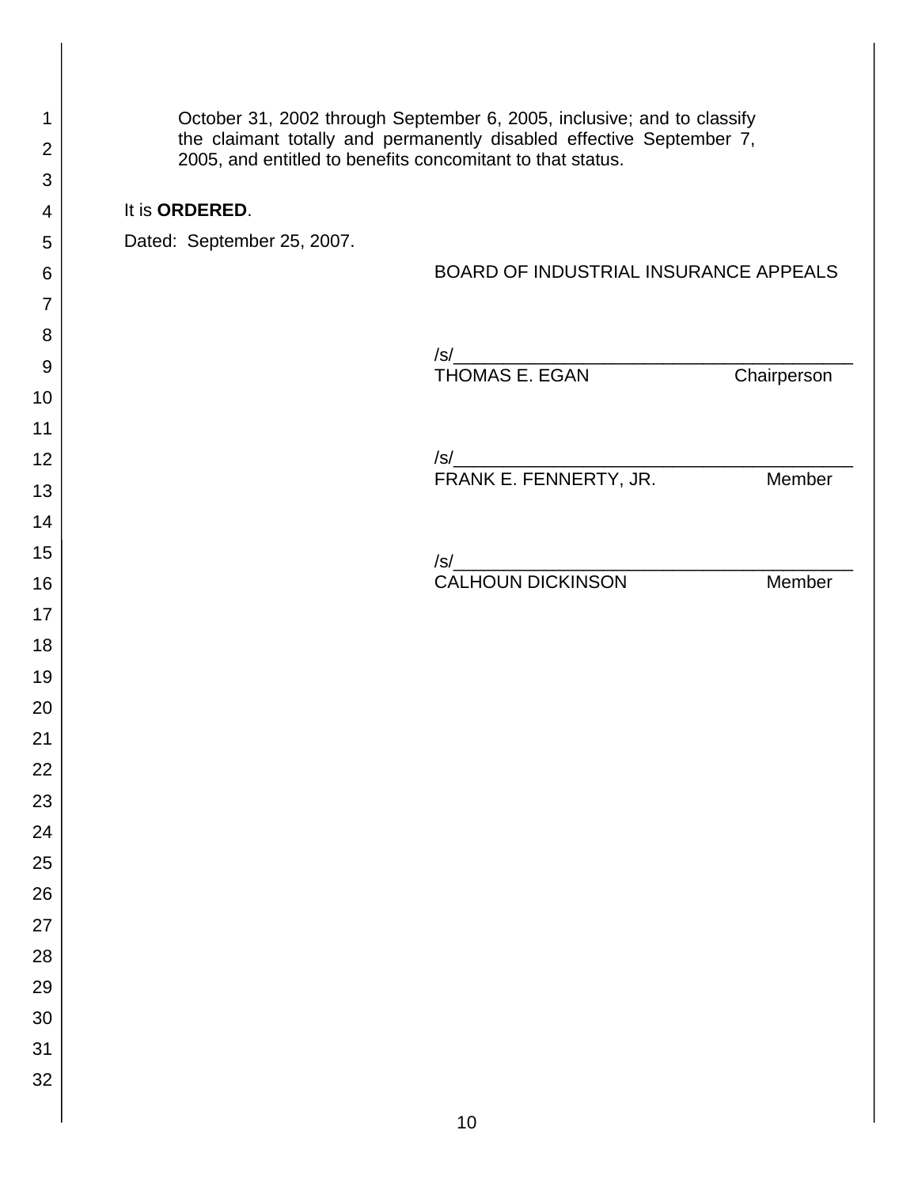October 31, 2002 through September 6, 2005, inclusive; and to classify the claimant totally and permanently disabled effective September 7, 2005, and entitled to benefits concomitant to that status.

It is **ORDERED**.

Dated: September 25, 2007.

BOARD OF INDUSTRIAL INSURANCE APPEALS

/s/\_\_\_\_\_\_\_\_\_\_\_\_\_\_\_\_\_\_\_\_\_\_\_\_\_\_\_\_\_\_\_\_\_\_\_\_\_\_\_\_
THOMAS E. EGAN Chairperson

/s/\_\_\_\_\_\_\_\_\_\_\_\_\_\_\_\_\_\_\_\_\_\_\_\_\_\_\_\_\_\_\_\_\_\_\_\_\_\_\_\_
FRANK E. FENNERTY, JR. Member

/s/\_\_\_\_\_\_\_\_\_\_\_\_\_\_\_\_\_\_\_\_\_\_\_\_\_\_\_\_\_\_\_\_\_\_\_\_\_\_\_\_
CALHOUN DICKINSON Member